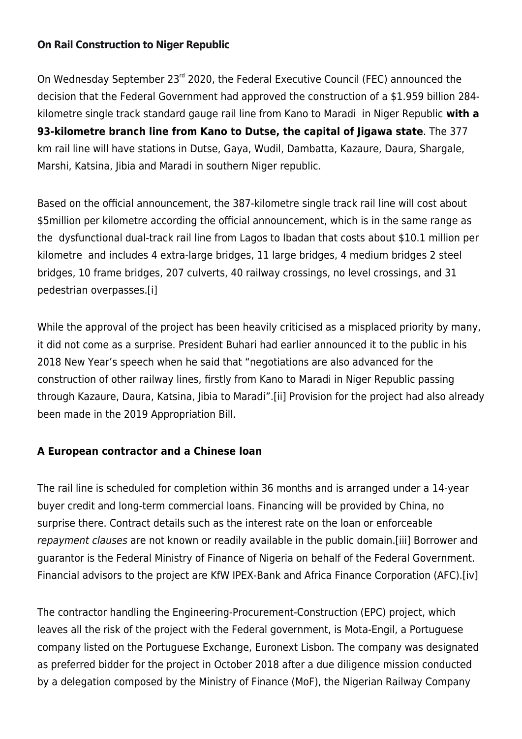**On Rail Construction to Niger Republic**

On Wednesday September 23rd 2020, the Federal Executive Council (FEC) announced the decision that the Federal Government had approved the construction of a $1.959 billion 284-kilometre single track standard gauge rail line from Kano to Maradi in Niger Republic **with a 93-kilometre branch line from Kano to Dutse, the capital of Jigawa state**. The 377 km rail line will have stations in Dutse, Gaya, Wudil, Dambatta, Kazaure, Daura, Shargale, Marshi, Katsina, Jibia and Maradi in southern Niger republic.

Based on the official announcement, the 387-kilometre single track rail line will cost about $5million per kilometre according the official announcement, which is in the same range as the dysfunctional dual-track rail line from Lagos to Ibadan that costs about $10.1 million per kilometre and includes 4 extra-large bridges, 11 large bridges, 4 medium bridges 2 steel bridges, 10 frame bridges, 207 culverts, 40 railway crossings, no level crossings, and 31 pedestrian overpasses.[i]

While the approval of the project has been heavily criticised as a misplaced priority by many, it did not come as a surprise. President Buhari had earlier announced it to the public in his 2018 New Year's speech when he said that "negotiations are also advanced for the construction of other railway lines, firstly from Kano to Maradi in Niger Republic passing through Kazaure, Daura, Katsina, Jibia to Maradi".[ii] Provision for the project had also already been made in the 2019 Appropriation Bill.

**A European contractor and a Chinese loan**

The rail line is scheduled for completion within 36 months and is arranged under a 14-year buyer credit and long-term commercial loans. Financing will be provided by China, no surprise there. Contract details such as the interest rate on the loan or enforceable *repayment clauses* are not known or readily available in the public domain.[iii] Borrower and guarantor is the Federal Ministry of Finance of Nigeria on behalf of the Federal Government. Financial advisors to the project are KfW IPEX-Bank and Africa Finance Corporation (AFC).[iv]

The contractor handling the Engineering-Procurement-Construction (EPC) project, which leaves all the risk of the project with the Federal government, is Mota-Engil, a Portuguese company listed on the Portuguese Exchange, Euronext Lisbon. The company was designated as preferred bidder for the project in October 2018 after a due diligence mission conducted by a delegation composed by the Ministry of Finance (MoF), the Nigerian Railway Company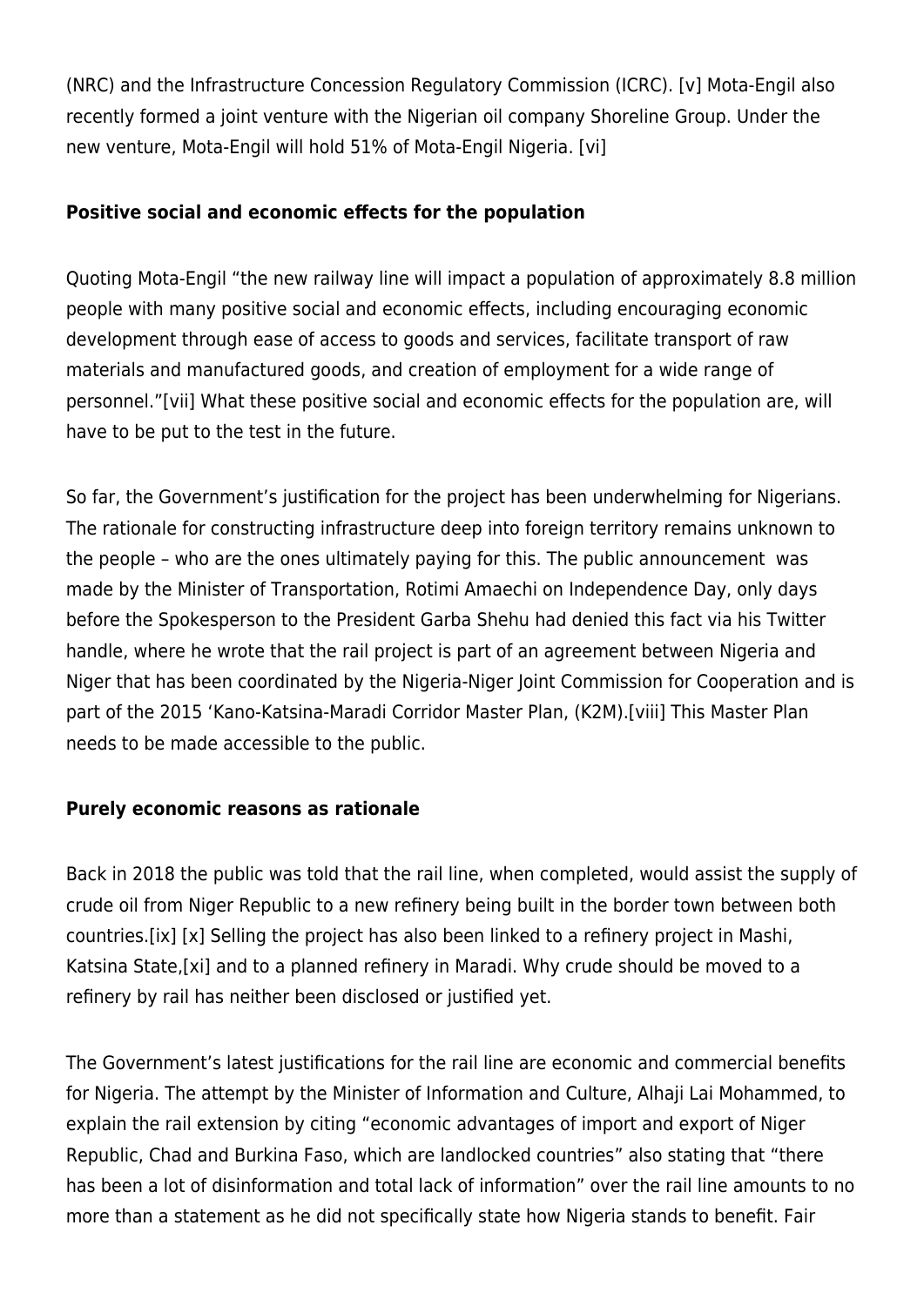(NRC) and the Infrastructure Concession Regulatory Commission (ICRC). [v] Mota-Engil also recently formed a joint venture with the Nigerian oil company Shoreline Group. Under the new venture, Mota-Engil will hold 51% of Mota-Engil Nigeria. [vi]

**Positive social and economic effects for the population**

Quoting Mota-Engil "the new railway line will impact a population of approximately 8.8 million people with many positive social and economic effects, including encouraging economic development through ease of access to goods and services, facilitate transport of raw materials and manufactured goods, and creation of employment for a wide range of personnel."[vii] What these positive social and economic effects for the population are, will have to be put to the test in the future.

So far, the Government's justification for the project has been underwhelming for Nigerians. The rationale for constructing infrastructure deep into foreign territory remains unknown to the people – who are the ones ultimately paying for this. The public announcement was made by the Minister of Transportation, Rotimi Amaechi on Independence Day, only days before the Spokesperson to the President Garba Shehu had denied this fact via his Twitter handle, where he wrote that the rail project is part of an agreement between Nigeria and Niger that has been coordinated by the Nigeria-Niger Joint Commission for Cooperation and is part of the 2015 'Kano-Katsina-Maradi Corridor Master Plan, (K2M).[viii] This Master Plan needs to be made accessible to the public.

**Purely economic reasons as rationale**

Back in 2018 the public was told that the rail line, when completed, would assist the supply of crude oil from Niger Republic to a new refinery being built in the border town between both countries.[ix] [x] Selling the project has also been linked to a refinery project in Mashi, Katsina State,[xi] and to a planned refinery in Maradi. Why crude should be moved to a refinery by rail has neither been disclosed or justified yet.

The Government's latest justifications for the rail line are economic and commercial benefits for Nigeria. The attempt by the Minister of Information and Culture, Alhaji Lai Mohammed, to explain the rail extension by citing "economic advantages of import and export of Niger Republic, Chad and Burkina Faso, which are landlocked countries" also stating that "there has been a lot of disinformation and total lack of information" over the rail line amounts to no more than a statement as he did not specifically state how Nigeria stands to benefit. Fair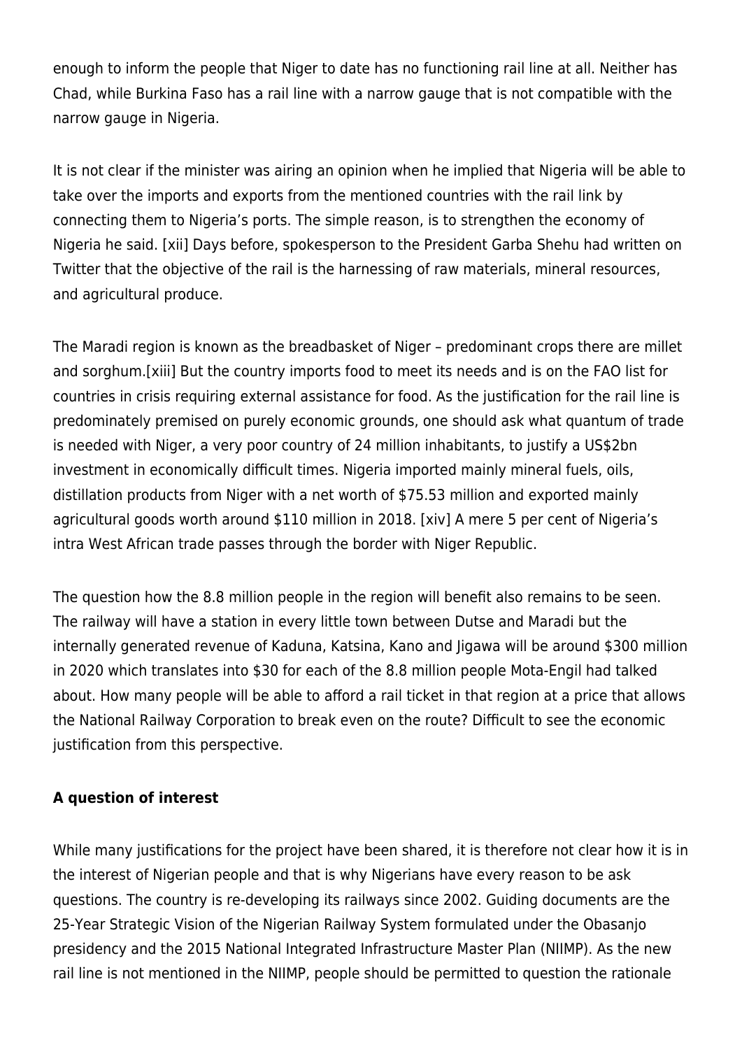enough to inform the people that Niger to date has no functioning rail line at all. Neither has Chad, while Burkina Faso has a rail line with a narrow gauge that is not compatible with the narrow gauge in Nigeria.

It is not clear if the minister was airing an opinion when he implied that Nigeria will be able to take over the imports and exports from the mentioned countries with the rail link by connecting them to Nigeria's ports. The simple reason, is to strengthen the economy of Nigeria he said. [xii] Days before, spokesperson to the President Garba Shehu had written on Twitter that the objective of the rail is the harnessing of raw materials, mineral resources, and agricultural produce.

The Maradi region is known as the breadbasket of Niger – predominant crops there are millet and sorghum.[xiii] But the country imports food to meet its needs and is on the FAO list for countries in crisis requiring external assistance for food. As the justification for the rail line is predominately premised on purely economic grounds, one should ask what quantum of trade is needed with Niger, a very poor country of 24 million inhabitants, to justify a US$2bn investment in economically difficult times. Nigeria imported mainly mineral fuels, oils, distillation products from Niger with a net worth of $75.53 million and exported mainly agricultural goods worth around $110 million in 2018. [xiv] A mere 5 per cent of Nigeria's intra West African trade passes through the border with Niger Republic.

The question how the 8.8 million people in the region will benefit also remains to be seen. The railway will have a station in every little town between Dutse and Maradi but the internally generated revenue of Kaduna, Katsina, Kano and Jigawa will be around $300 million in 2020 which translates into $30 for each of the 8.8 million people Mota-Engil had talked about. How many people will be able to afford a rail ticket in that region at a price that allows the National Railway Corporation to break even on the route? Difficult to see the economic justification from this perspective.

**A question of interest**

While many justifications for the project have been shared, it is therefore not clear how it is in the interest of Nigerian people and that is why Nigerians have every reason to be ask questions. The country is re-developing its railways since 2002. Guiding documents are the 25-Year Strategic Vision of the Nigerian Railway System formulated under the Obasanjo presidency and the 2015 National Integrated Infrastructure Master Plan (NIIMP). As the new rail line is not mentioned in the NIIMP, people should be permitted to question the rationale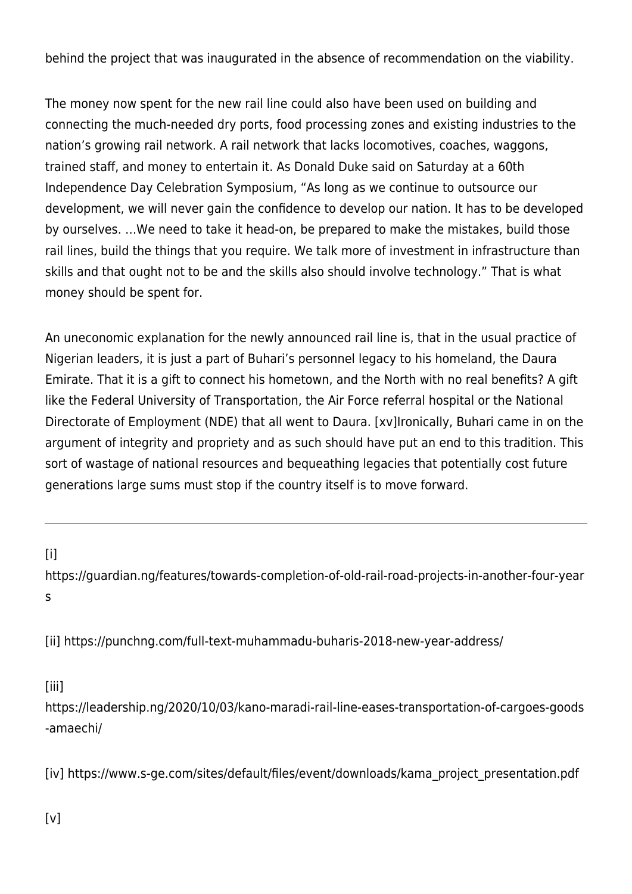behind the project that was inaugurated in the absence of recommendation on the viability.

The money now spent for the new rail line could also have been used on building and connecting the much-needed dry ports, food processing zones and existing industries to the nation's growing rail network. A rail network that lacks locomotives, coaches, waggons, trained staff, and money to entertain it. As Donald Duke said on Saturday at a 60th Independence Day Celebration Symposium, "As long as we continue to outsource our development, we will never gain the confidence to develop our nation. It has to be developed by ourselves. …We need to take it head-on, be prepared to make the mistakes, build those rail lines, build the things that you require. We talk more of investment in infrastructure than skills and that ought not to be and the skills also should involve technology." That is what money should be spent for.

An uneconomic explanation for the newly announced rail line is, that in the usual practice of Nigerian leaders, it is just a part of Buhari's personnel legacy to his homeland, the Daura Emirate. That it is a gift to connect his hometown, and the North with no real benefits? A gift like the Federal University of Transportation, the Air Force referral hospital or the National Directorate of Employment (NDE) that all went to Daura. [xv]Ironically, Buhari came in on the argument of integrity and propriety and as such should have put an end to this tradition. This sort of wastage of national resources and bequeathing legacies that potentially cost future generations large sums must stop if the country itself is to move forward.

---

[i] https://guardian.ng/features/towards-completion-of-old-rail-road-projects-in-another-four-years

[ii] https://punchng.com/full-text-muhammadu-buharis-2018-new-year-address/

[iii] https://leadership.ng/2020/10/03/kano-maradi-rail-line-eases-transportation-of-cargoes-goods-amaechi/

[iv] https://www.s-ge.com/sites/default/files/event/downloads/kama_project_presentation.pdf

[v]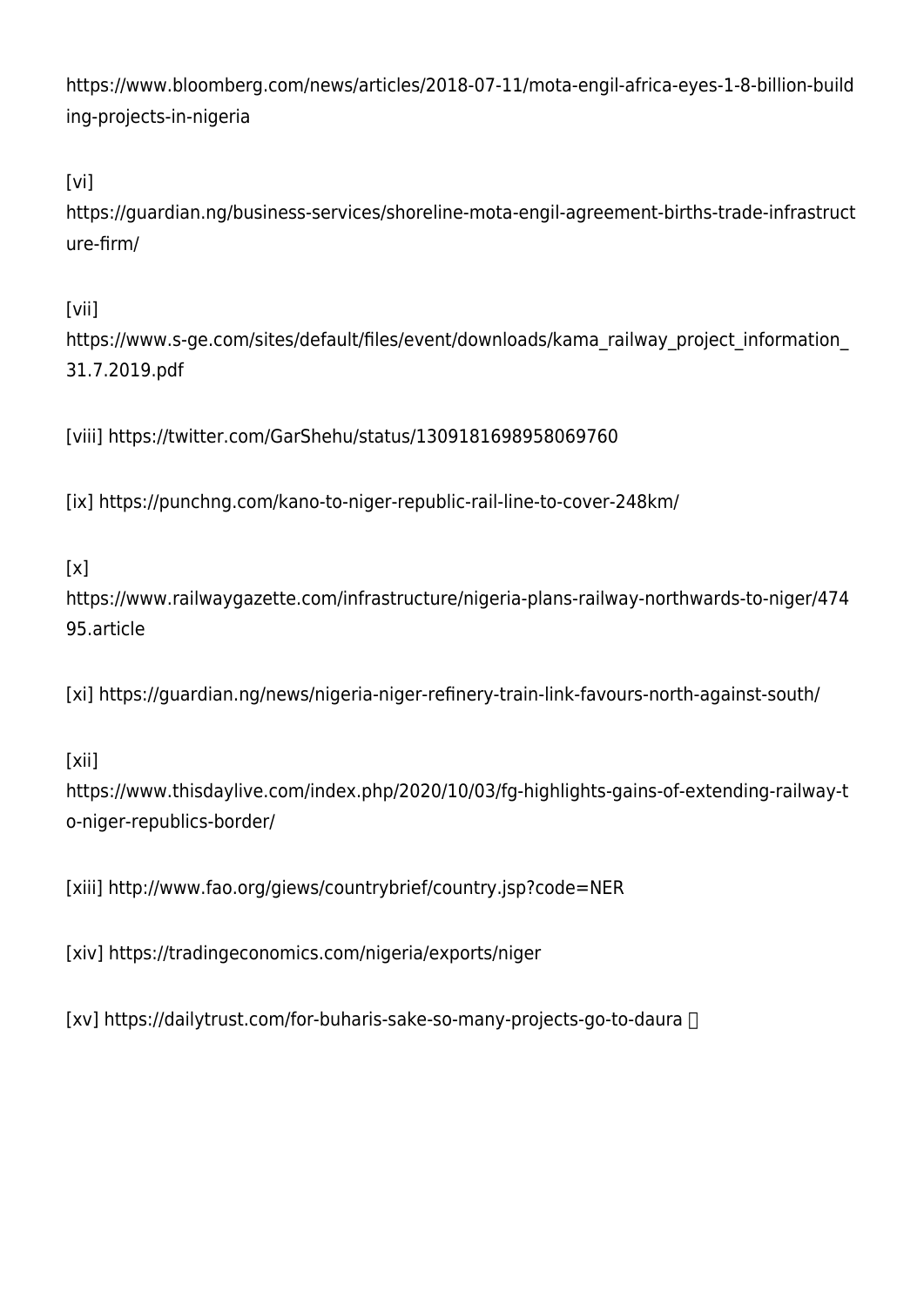https://www.bloomberg.com/news/articles/2018-07-11/mota-engil-africa-eyes-1-8-billion-building-projects-in-nigeria

[vi] https://guardian.ng/business-services/shoreline-mota-engil-agreement-births-trade-infrastructure-firm/

[vii] https://www.s-ge.com/sites/default/files/event/downloads/kama_railway_project_information_31.7.2019.pdf

[viii] https://twitter.com/GarShehu/status/1309181698958069760

[ix] https://punchng.com/kano-to-niger-republic-rail-line-to-cover-248km/

[x] https://www.railwaygazette.com/infrastructure/nigeria-plans-railway-northwards-to-niger/47495.article

[xi] https://guardian.ng/news/nigeria-niger-refinery-train-link-favours-north-against-south/

[xii] https://www.thisdaylive.com/index.php/2020/10/03/fg-highlights-gains-of-extending-railway-to-niger-republics-border/

[xiii] http://www.fao.org/giews/countrybrief/country.jsp?code=NER

[xiv] https://tradingeconomics.com/nigeria/exports/niger

[xv] https://dailytrust.com/for-buharis-sake-so-many-projects-go-to-daura